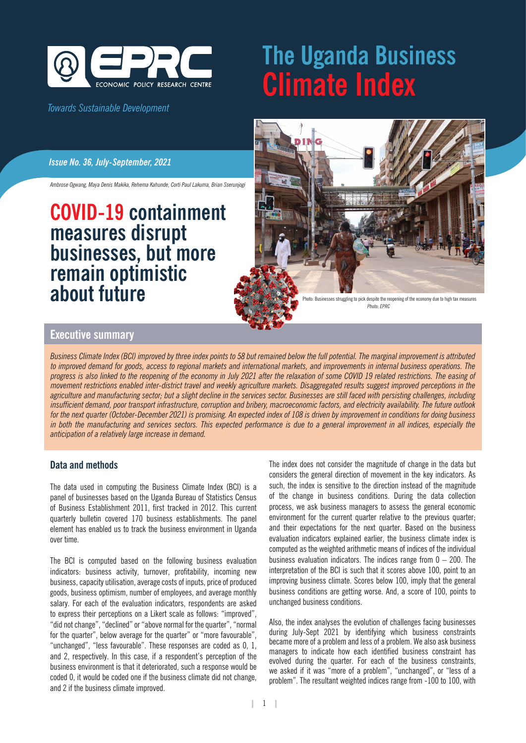# The Uandaa Business Climate Index

*Towards Sustainable Development*

***Issue No. 36, July-September, 2021***

*Ambrose Ogwang, Maya Denis Makika, Rehema Kahunde, Corti Paul Lakuma, Brian Sserunjogi*

# COVID-19 containment measures disrupt businesses, but more remain optimistic about future

Photo: Businesses struggling to pick despite the reopening of the economy due to high tax measures
*Photo: EPRC*

## Executive summary

*Business Climate Index (BCI) improved by three index points to 58 but remained below the full potential. The marginal improvement is attributed to improved demand for goods, access to regional markets and international markets, and improvements in internal business operations. The progress is also linked to the reopening of the economy in July 2021 after the relaxation of some COVID 19 related restrictions. The easing of movement restrictions enabled inter-district travel and weekly agriculture markets. Disaggregated results suggest improved perceptions in the agriculture and manufacturing sector; but a slight decline in the services sector. Businesses are still faced with persisting challenges, including insufficient demand, poor transport infrastructure, corruption and bribery, macroeconomic factors, and electricity availability. The future outlook for the next quarter (October-December 2021) is promising. An expected index of 108 is driven by improvement in conditions for doing business in both the manufacturing and services sectors. This expected performance is due to a general improvement in all indices, especially the anticipation of a relatively large increase in demand.*

## Data and methods

The data used in computing the Business Climate Index (BCI) is a panel of businesses based on the Uganda Bureau of Statistics Census of Business Establishment 2011, first tracked in 2012. This current quarterly bulletin covered 170 business establishments. The panel element has enabled us to track the business environment in Uganda over time.

The BCI is computed based on the following business evaluation indicators: business activity, turnover, profitability, incoming new business, capacity utilisation, average costs of inputs, price of produced goods, business optimism, number of employees, and average monthly salary. For each of the evaluation indicators, respondents are asked to express their perceptions on a Likert scale as follows: "improved", "did not change", "declined" or "above normal for the quarter", "normal for the quarter", below average for the quarter" or "more favourable", "unchanged", "less favourable". These responses are coded as 0, 1, and 2, respectively. In this case, if a respondent's perception of the business environment is that it deteriorated, such a response would be coded 0, it would be coded one if the business climate did not change, and 2 if the business climate improved.

The index does not consider the magnitude of change in the data but considers the general direction of movement in the key indicators. As such, the index is sensitive to the direction instead of the magnitude of the change in business conditions. During the data collection process, we ask business managers to assess the general economic environment for the current quarter relative to the previous quarter; and their expectations for the next quarter. Based on the business evaluation indicators explained earlier, the business climate index is computed as the weighted arithmetic means of indices of the individual business evaluation indicators. The indices range from 0 – 200. The interpretation of the BCI is such that it scores above 100, point to an improving business climate. Scores below 100, imply that the general business conditions are getting worse. And, a score of 100, points to unchanged business conditions.

Also, the index analyses the evolution of challenges facing businesses during July-Sept 2021 by identifying which business constraints became more of a problem and less of a problem. We also ask business managers to indicate how each identified business constraint has evolved during the quarter. For each of the business constraints, we asked if it was "more of a problem", "unchanged", or "less of a problem". The resultant weighted indices range from -100 to 100, with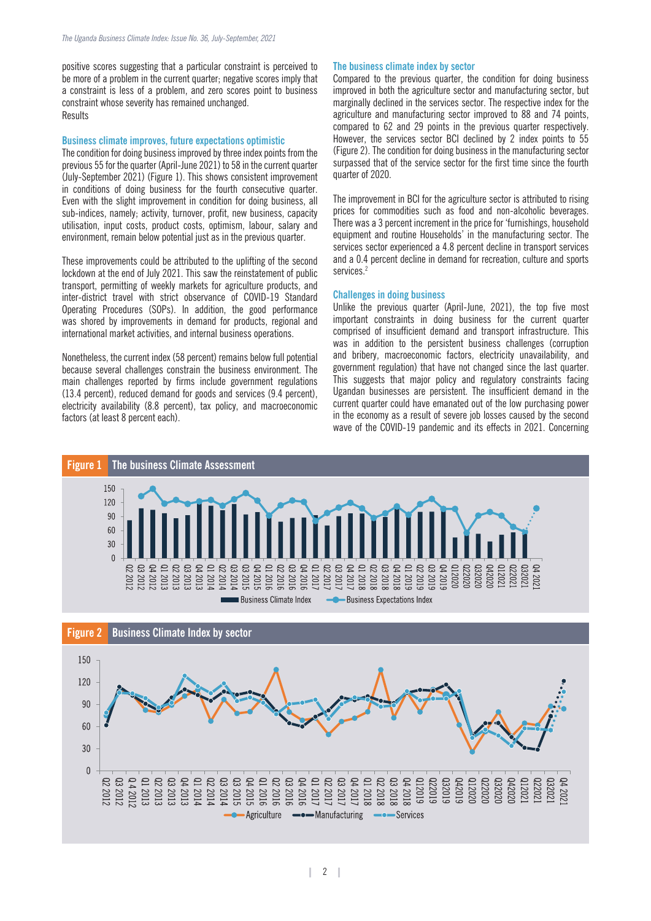positive scores suggesting that a particular constraint is perceived to be more of a problem in the current quarter; negative scores imply that a constraint is less of a problem, and zero scores point to business constraint whose severity has remained unchanged.

Results

### Business climate improves, future expectations optimistic

The condition for doing business improved by three index points from the previous 55 for the quarter (April-June 2021) to 58 in the current quarter (July-September 2021) (Figure 1). This shows consistent improvement in conditions of doing business for the fourth consecutive quarter. Even with the slight improvement in condition for doing business, all sub-indices, namely; activity, turnover, profit, new business, capacity utilisation, input costs, product costs, optimism, labour, salary and environment, remain below potential just as in the previous quarter.

These improvements could be attributed to the uplifting of the second lockdown at the end of July 2021. This saw the reinstatement of public transport, permitting of weekly markets for agriculture products, and inter-district travel with strict observance of COVID-19 Standard Operating Procedures (SOPs). In addition, the good performance was shored by improvements in demand for products, regional and international market activities, and internal business operations.

Nonetheless, the current index (58 percent) remains below full potential because several challenges constrain the business environment. The main challenges reported by firms include government regulations (13.4 percent), reduced demand for goods and services (9.4 percent), electricity availability (8.8 percent), tax policy, and macroeconomic factors (at least 8 percent each).

### The business climate index by sector

Compared to the previous quarter, the condition for doing business improved in both the agriculture sector and manufacturing sector, but marginally declined in the services sector. The respective index for the agriculture and manufacturing sector improved to 88 and 74 points, compared to 62 and 29 points in the previous quarter respectively. However, the services sector BCI declined by 2 index points to 55 (Figure 2). The condition for doing business in the manufacturing sector surpassed that of the service sector for the first time since the fourth quarter of 2020.

The improvement in BCI for the agriculture sector is attributed to rising prices for commodities such as food and non-alcoholic beverages. There was a 3 percent increment in the price for 'furnishings, household equipment and routine Households' in the manufacturing sector. The services sector experienced a 4.8 percent decline in transport services and a 0.4 percent decline in demand for recreation, culture and sports services.[2]

### Challenges in doing business

Unlike the previous quarter (April-June, 2021), the top five most important constraints in doing business for the current quarter comprised of insufficient demand and transport infrastructure. This was in addition to the persistent business challenges (corruption and bribery, macroeconomic factors, electricity unavailability, and government regulation) that have not changed since the last quarter. This suggests that major policy and regulatory constraints facing Ugandan businesses are persistent. The insufficient demand in the current quarter could have emanated out of the low purchasing power in the economy as a result of severe job losses caused by the second wave of the COVID-19 pandemic and its effects in 2021. Concerning

**Figure 1** The business Climate Assessment

**Figure 2** Business Climate Index by sector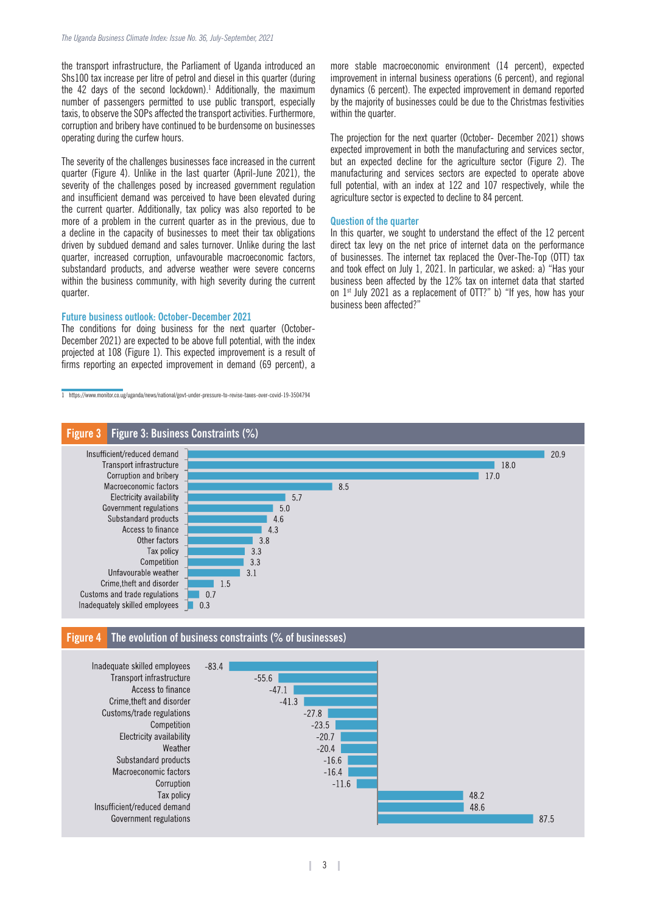the transport infrastructure, the Parliament of Uganda introduced an Shs100 tax increase per litre of petrol and diesel in this quarter (during the 42 days of the second lockdown).[1] Additionally, the maximum number of passengers permitted to use public transport, especially taxis, to observe the SOPs affected the transport activities. Furthermore, corruption and bribery have continued to be burdensome on businesses operating during the curfew hours.

The severity of the challenges businesses face increased in the current quarter (Figure 4). Unlike in the last quarter (April-June 2021), the severity of the challenges posed by increased government regulation and insufficient demand was perceived to have been elevated during the current quarter. Additionally, tax policy was also reported to be more of a problem in the current quarter as in the previous, due to a decline in the capacity of businesses to meet their tax obligations driven by subdued demand and sales turnover. Unlike during the last quarter, increased corruption, unfavourable macroeconomic factors, substandard products, and adverse weather were severe concerns within the business community, with high severity during the current quarter.

### Future business outlook: October-December 2021

The conditions for doing business for the next quarter (October-December 2021) are expected to be above full potential, with the index projected at 108 (Figure 1). This expected improvement is a result of firms reporting an expected improvement in demand (69 percent), a more stable macroeconomic environment (14 percent), expected improvement in internal business operations (6 percent), and regional dynamics (6 percent). The expected improvement in demand reported by the majority of businesses could be due to the Christmas festivities within the quarter.

The projection for the next quarter (October- December 2021) shows expected improvement in both the manufacturing and services sector, but an expected decline for the agriculture sector (Figure 2). The manufacturing and services sectors are expected to operate above full potential, with an index at 122 and 107 respectively, while the agriculture sector is expected to decline to 84 percent.

### Question of the quarter

In this quarter, we sought to understand the effect of the 12 percent direct tax levy on the net price of internet data on the performance of businesses. The internet tax replaced the Over-The-Top (OTT) tax and took effect on July 1, 2021. In particular, we asked: a) "Has your business been affected by the 12% tax on internet data that started on 1st July 2021 as a replacement of OTT?" b) "If yes, how has your business been affected?"

[1] https://www.monitor.co.ug/uganda/news/national/govt-under-pressure-to-revise-taxes-over-covid-19-3504794

**Figure 3: Business Constraints (%)**

| Constraint | % |
|---|---|
| Insufficient/reduced demand | 20.9 |
| Transport infrastructure | 18.0 |
| Corruption and bribery | 17.0 |
| Macroeconomic factors | 8.5 |
| Electricity availability | 5.7 |
| Government regulations | 5.0 |
| Substandard products | 4.6 |
| Access to finance | 4.3 |
| Other factors | 3.8 |
| Tax policy | 3.3 |
| Competition | 3.3 |
| Unfavourable weather | 3.1 |
| Crime,theft and disorder | 1.5 |
| Customs and trade regulations | 0.7 |
| Inadequately skilled employees | 0.3 |

**Figure 4: The evolution of business constraints (% of businesses)**

| Constraint | % |
|---|---|
| Inadequate skilled employees | -83.4 |
| Transport infrastructure | -55.6 |
| Access to finance | -47.1 |
| Crime,theft and disorder | -41.3 |
| Customs/trade regulations | -27.8 |
| Competition | -23.5 |
| Electricity availability | -20.7 |
| Weather | -20.4 |
| Substandard products | -16.6 |
| Macroeconomic factors | -16.4 |
| Corruption | -11.6 |
| Tax policy | 48.2 |
| Insufficient/reduced demand | 48.6 |
| Government regulations | 87.5 |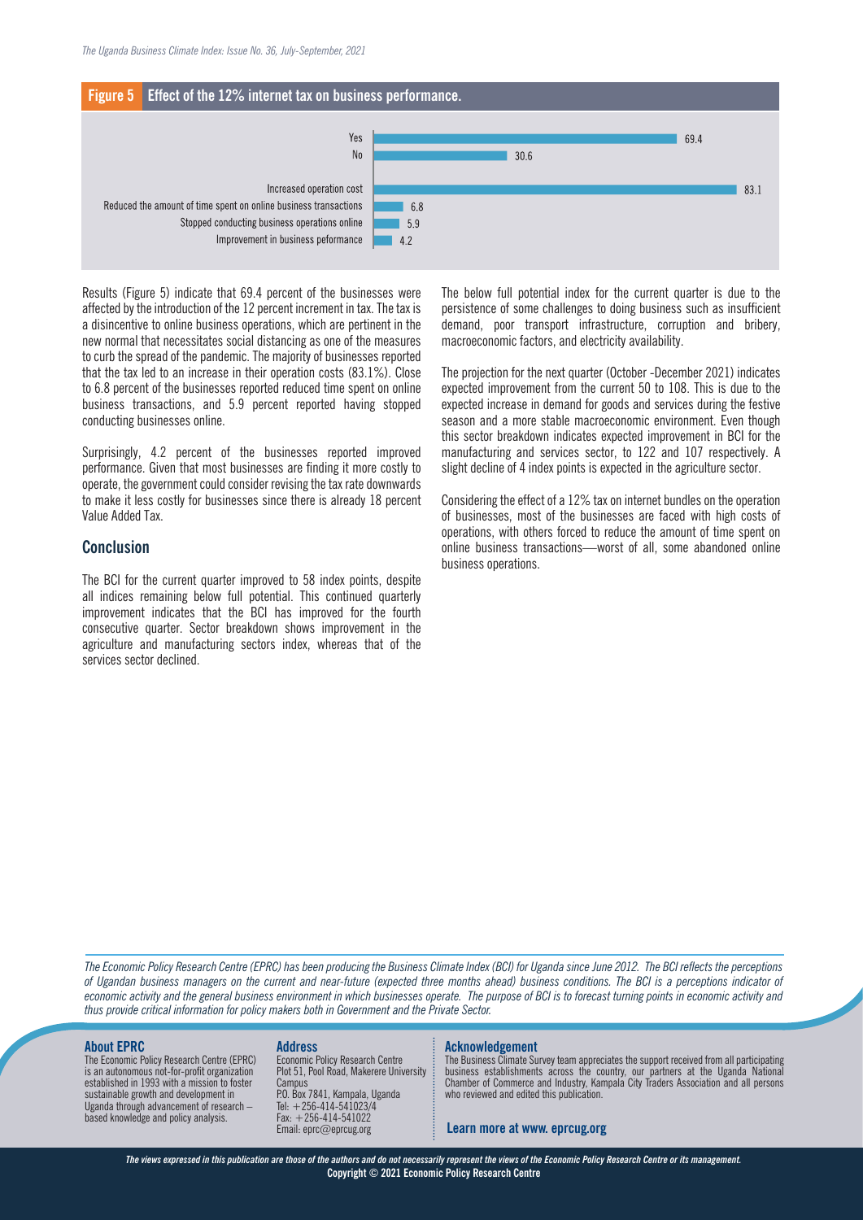**Figure 5** Effect of the 12% internet tax on business performance.

Yes 69.4
No 30.6
Increased operation cost 83.1
Reduced the amount of time spent on online business transactions 6.8
Stopped conducting business operations online 5.9
Improvement in business peformance 4.2

Results (Figure 5) indicate that 69.4 percent of the businesses were affected by the introduction of the 12 percent increment in tax. The tax is a disincentive to online business operations, which are pertinent in the new normal that necessitates social distancing as one of the measures to curb the spread of the pandemic. The majority of businesses reported that the tax led to an increase in their operation costs (83.1%). Close to 6.8 percent of the businesses reported reduced time spent on online business transactions, and 5.9 percent reported having stopped conducting businesses online.

Surprisingly, 4.2 percent of the businesses reported improved performance. Given that most businesses are finding it more costly to operate, the government could consider revising the tax rate downwards to make it less costly for businesses since there is already 18 percent Value Added Tax.

## Conclusion

The BCI for the current quarter improved to 58 index points, despite all indices remaining below full potential. This continued quarterly improvement indicates that the BCI has improved for the fourth consecutive quarter. Sector breakdown shows improvement in the agriculture and manufacturing sectors index, whereas that of the services sector declined.

The below full potential index for the current quarter is due to the persistence of some challenges to doing business such as insufficient demand, poor transport infrastructure, corruption and bribery, macroeconomic factors, and electricity availability.

The projection for the next quarter (October -December 2021) indicates expected improvement from the current 50 to 108. This is due to the expected increase in demand for goods and services during the festive season and a more stable macroeconomic environment. Even though this sector breakdown indicates expected improvement in BCI for the manufacturing and services sector, to 122 and 107 respectively. A slight decline of 4 index points is expected in the agriculture sector.

Considering the effect of a 12% tax on internet bundles on the operation of businesses, most of the businesses are faced with high costs of operations, with others forced to reduce the amount of time spent on online business transactions—worst of all, some abandoned online business operations.

*The Economic Policy Research Centre (EPRC) has been producing the Business Climate Index (BCI) for Uganda since June 2012. The BCI reflects the perceptions of Ugandan business managers on the current and near-future (expected three months ahead) business conditions. The BCI is a perceptions indicator of economic activity and the general business environment in which businesses operate. The purpose of BCI is to forecast turning points in economic activity and thus provide critical information for policy makers both in Government and the Private Sector.*

### About EPRC

The Economic Policy Research Centre (EPRC) is an autonomous not-for-profit organization established in 1993 with a mission to foster sustainable growth and development in Uganda through advancement of research – based knowledge and policy analysis.

### Address

Economic Policy Research Centre
Plot 51, Pool Road, Makerere University Campus
P.O. Box 7841, Kampala, Uganda
Tel: +256-414-541023/4
Fax: +256-414-541022
Email: eprc@eprcug.org

### Acknowledgement

The Business Climate Survey team appreciates the support received from all participating business establishments across the country, our partners at the Uganda National Chamber of Commerce and Industry, Kampala City Traders Association and all persons who reviewed and edited this publication.

**Learn more at www. eprcug.org**

*The views expressed in this publication are those of the authors and do not necessarily represent the views of the Economic Policy Research Centre or its management.*
**Copyright © 2021 Economic Policy Research Centre**